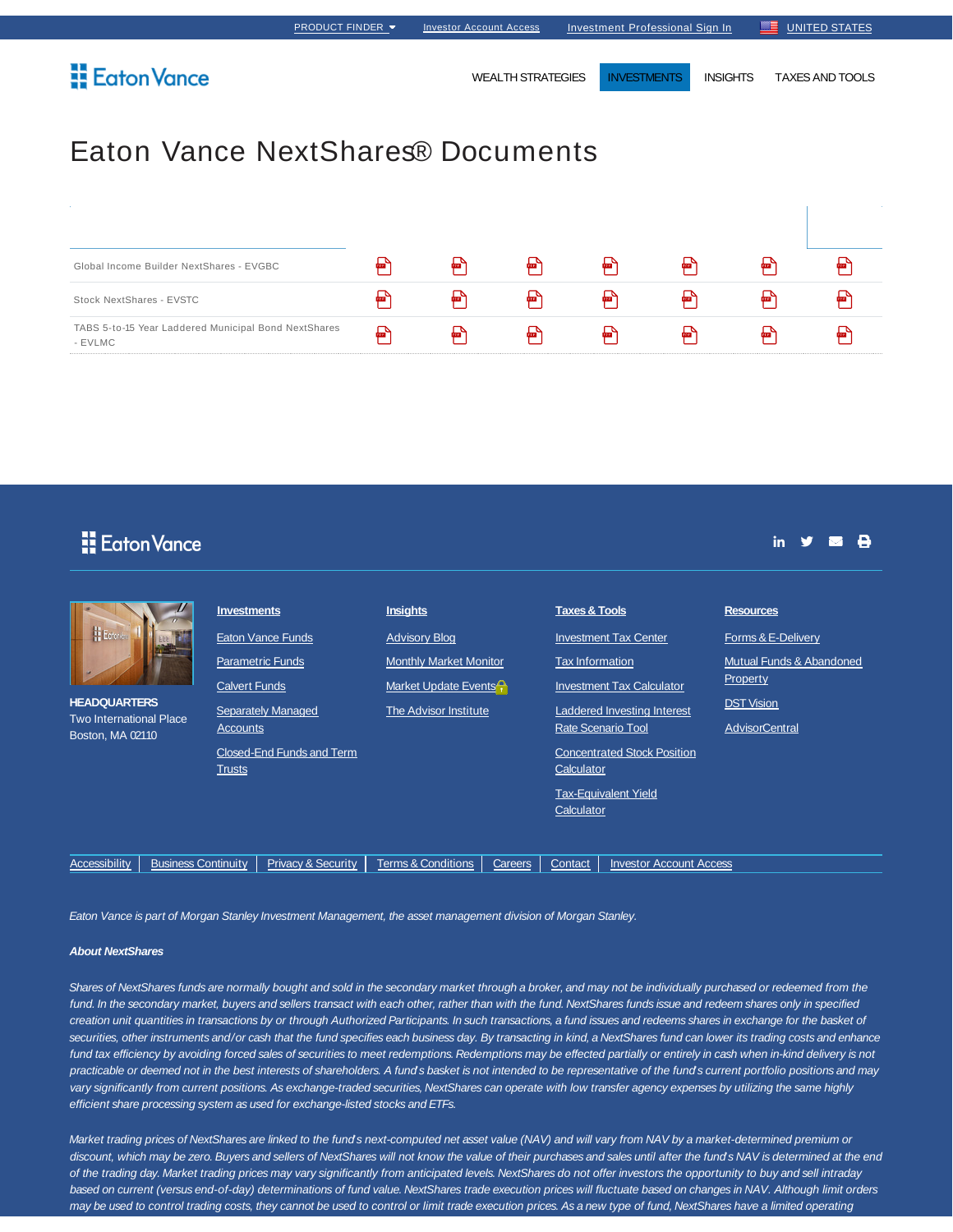PRODUCT FINDER | Investor Account Access | Investment Professional Sign In | UNITED STATES

Eaton Vance

WEALTH STRATEGIES | INVESTMENTS | INSIGHTS | TAXES AND TOOLS

# Eaton Vance NextShares® Documents

| | | | | | | | |
|---|---|---|---|---|---|---|---|
| Global Income Builder NextShares - EVGBC | PDF | PDF | PDF | PDF | PDF | PDF | PDF |
| Stock NextShares - EVSTC | PDF | PDF | PDF | PDF | PDF | PDF | PDF |
| TABS 5-to-15 Year Laddered Municipal Bond NextShares - EVLMC | PDF | PDF | PDF | PDF | PDF | PDF | PDF |

Eaton Vance

**HEADQUARTERS**
Two International Place
Boston, MA 02110

**Investments**
- Eaton Vance Funds
- Parametric Funds
- Calvert Funds
- Separately Managed Accounts
- Closed-End Funds and Term Trusts

**Insights**
- Advisory Blog
- Monthly Market Monitor
- Market Update Events
- The Advisor Institute

**Taxes & Tools**
- Investment Tax Center
- Tax Information
- Investment Tax Calculator
- Laddered Investing Interest Rate Scenario Tool
- Concentrated Stock Position Calculator
- Tax-Equivalent Yield Calculator

**Resources**
- Forms & E-Delivery
- Mutual Funds & Abandoned Property
- DST Vision
- AdvisorCentral

Accessibility | Business Continuity | Privacy & Security | Terms & Conditions | Careers | Contact | Investor Account Access

*Eaton Vance is part of Morgan Stanley Investment Management, the asset management division of Morgan Stanley.*

***About NextShares***

*Shares of NextShares funds are normally bought and sold in the secondary market through a broker, and may not be individually purchased or redeemed from the fund. In the secondary market, buyers and sellers transact with each other, rather than with the fund. NextShares funds issue and redeem shares only in specified creation unit quantities in transactions by or through Authorized Participants. In such transactions, a fund issues and redeems shares in exchange for the basket of securities, other instruments and/or cash that the fund specifies each business day. By transacting in kind, a NextShares fund can lower its trading costs and enhance fund tax efficiency by avoiding forced sales of securities to meet redemptions. Redemptions may be effected partially or entirely in cash when in-kind delivery is not practicable or deemed not in the best interests of shareholders. A fund's basket is not intended to be representative of the fund's current portfolio positions and may vary significantly from current positions. As exchange-traded securities, NextShares can operate with low transfer agency expenses by utilizing the same highly efficient share processing system as used for exchange-listed stocks and ETFs.*

*Market trading prices of NextShares are linked to the fund's next-computed net asset value (NAV) and will vary from NAV by a market-determined premium or discount, which may be zero. Buyers and sellers of NextShares will not know the value of their purchases and sales until after the fund's NAV is determined at the end of the trading day. Market trading prices may vary significantly from anticipated levels. NextShares do not offer investors the opportunity to buy and sell intraday based on current (versus end-of-day) determinations of fund value. NextShares trade execution prices will fluctuate based on changes in NAV. Although limit orders may be used to control trading costs, they cannot be used to control or limit trade execution prices. As a new type of fund, NextShares have a limited operating*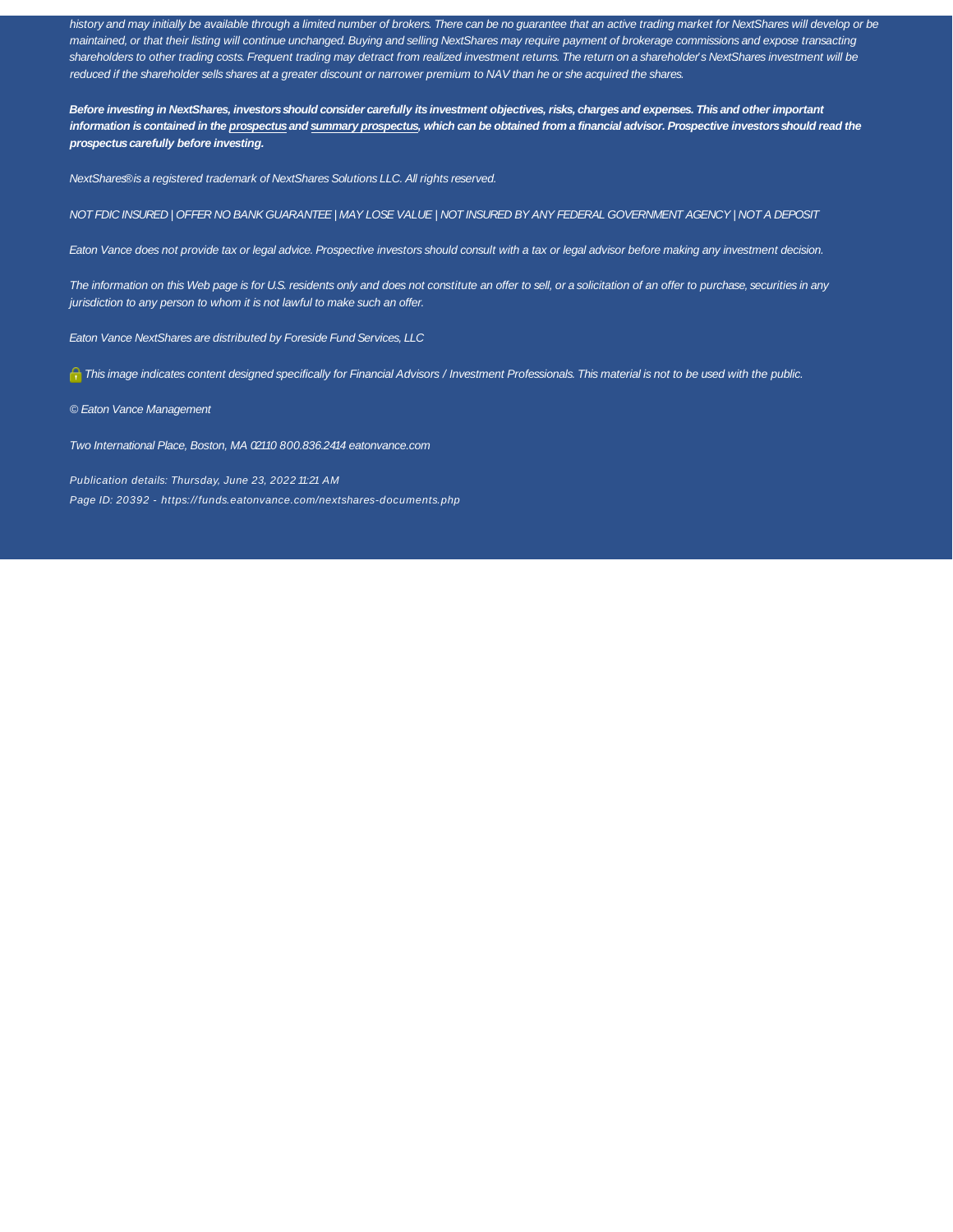*history and may initially be available through a limited number of brokers. There can be no guarantee that an active trading market for NextShares will develop or be maintained, or that their listing will continue unchanged. Buying and selling NextShares may require payment of brokerage commissions and expose transacting shareholders to other trading costs. Frequent trading may detract from realized investment returns. The return on a shareholder's NextShares investment will be reduced if the shareholder sells shares at a greater discount or narrower premium to NAV than he or she acquired the shares.*

***Before investing in NextShares, investors should consider carefully its investment objectives, risks, charges and expenses. This and other important information is contained in the prospectus and summary prospectus, which can be obtained from a financial advisor. Prospective investors should read the prospectus carefully before investing.***

*NextShares® is a registered trademark of NextShares Solutions LLC. All rights reserved.*

*NOT FDIC INSURED | OFFER NO BANK GUARANTEE | MAY LOSE VALUE | NOT INSURED BY ANY FEDERAL GOVERNMENT AGENCY | NOT A DEPOSIT*

*Eaton Vance does not provide tax or legal advice. Prospective investors should consult with a tax or legal advisor before making any investment decision.*

*The information on this Web page is for U.S. residents only and does not constitute an offer to sell, or a solicitation of an offer to purchase, securities in any jurisdiction to any person to whom it is not lawful to make such an offer.*

*Eaton Vance NextShares are distributed by Foreside Fund Services, LLC*

*This image indicates content designed specifically for Financial Advisors / Investment Professionals. This material is not to be used with the public.*

*© Eaton Vance Management*

*Two International Place, Boston, MA 02110 800.836.2414 eatonvance.com*

*Publication details: Thursday, June 23, 2022 11:21 AM*
*Page ID: 20392 - https://funds.eatonvance.com/nextshares-documents.php*